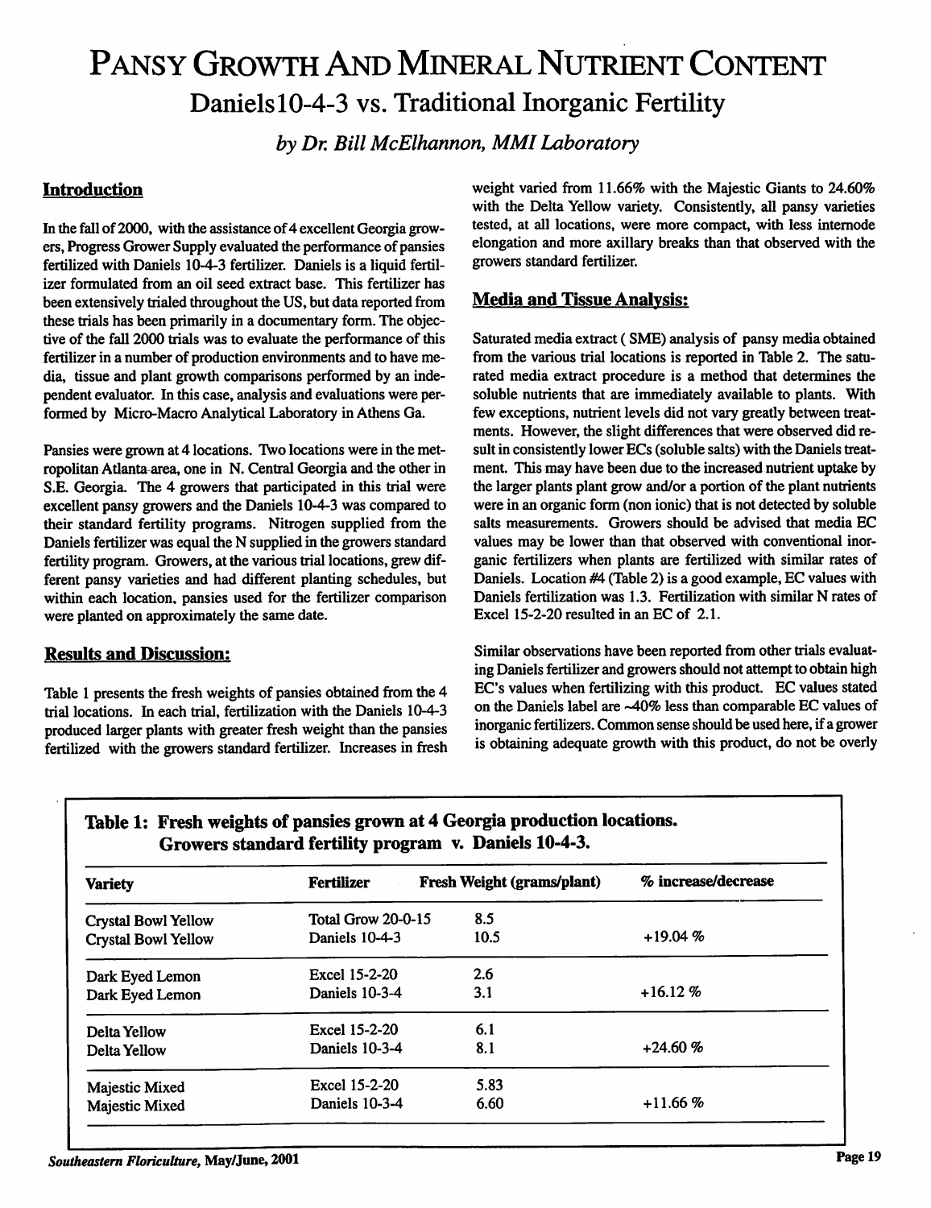# Pansy Growth And Mineral Nutrient Content

## Daniels10-4-3 vs. Traditional Inorganic Fertility

*by Dr. Bill McElhannon, MMI Laboratory*

### Introduction

In the fall of 2000, with the assistance of 4 excellent Georgia growers, Progress Grower Supply evaluated the performance of pansies fertilized with Daniels 10-4-3 fertilizer. Daniels is a liquid fertilizer formulated from an oil seed extract base. This fertilizer has been extensively trialed throughout the US, but data reported from these trials has been primarily in a documentary form. The objective of the fall 2000 trials was to evaluate the performance of this fertilizer in a number of production environments and to have media, tissue and plant growth comparisons performed by an independent evaluator. In this case, analysis and evaluations were performed by Micro-Macro Analytical Laboratory in Athens Ga.

Pansies were grown at 4 locations. Two locations were in the metropolitan Atlanta area, one in N. Central Georgia and the other in S.E. Georgia. The 4 growers that participated in this trial were excellent pansy growers and the Daniels 10-4-3 was compared to their standard fertility programs. Nitrogen supplied from the Daniels fertilizer was equal the N supplied in the growers standard fertility program. Growers, at the various trial locations, grew different pansy varieties and had different planting schedules, but within each location, pansies used for the fertilizer comparison were planted on approximately the same date.

### Results and Discussion:

Table 1 presents the fresh weights of pansies obtained from the 4 trial locations. In each trial, fertilization with the Daniels 10-4-3 produced larger plants with greater fresh weight than the pansies fertilized with the growers standard fertilizer. Increases in fresh weight varied from 11.66% with the Majestic Giants to 24.60% with the Delta Yellow variety. Consistently, all pansy varieties tested, at all locations, were more compact, with less internode elongation and more axillary breaks than that observed with the growers standard fertilizer.

### Media and Tissue Analysis:

Saturated media extract ( SME) analysis of pansy media obtained from the various trial locations is reported in Table 2. The saturated media extract procedure is a method that determines the soluble nutrients that are immediately available to plants. With few exceptions, nutrient levels did not vary greatly between treatments. However, the slight differences that were observed did result in consistently lower ECs (soluble salts) with the Daniels treatment. This may have been due to the increased nutrient uptake by the larger plants plant grow and/or a portion of the plant nutrients were in an organic form (non ionic) that is not detected by soluble salts measurements. Growers should be advised that media EC values may be lower than that observed with conventional inorganic fertilizers when plants are fertilized with similar rates of Daniels. Location #4 (Table 2) is a good example, EC values with Daniels fertilization was 1.3. Fertilization with similar N rates of Excel 15-2-20 resulted in an EC of 2.1.

Similar observations have been reported from other trials evaluating Daniels fertilizer and growers should not attempt to obtain high EC's values when fertilizing with this product. EC values stated on the Daniels label are ~40% less than comparable EC values of inorganic fertilizers. Common sense should be used here, if a grower is obtaining adequate growth with this product, do not be overly

**Table 1: Fresh weights of pansies grown at 4 Georgia production locations. Growers standard fertility program v. Daniels 10-4-3.**

| Variety | Fertilizer | Fresh Weight (grams/plant) | % increase/decrease |
|---|---|---|---|
| Crystal Bowl Yellow | Total Grow 20-0-15 | 8.5 | |
| Crystal Bowl Yellow | Daniels 10-4-3 | 10.5 | +19.04 % |
| Dark Eyed Lemon | Excel 15-2-20 | 2.6 | |
| Dark Eyed Lemon | Daniels 10-3-4 | 3.1 | +16.12 % |
| Delta Yellow | Excel 15-2-20 | 6.1 | |
| Delta Yellow | Daniels 10-3-4 | 8.1 | +24.60 % |
| Majestic Mixed | Excel 15-2-20 | 5.83 | |
| Majestic Mixed | Daniels 10-3-4 | 6.60 | +11.66 % |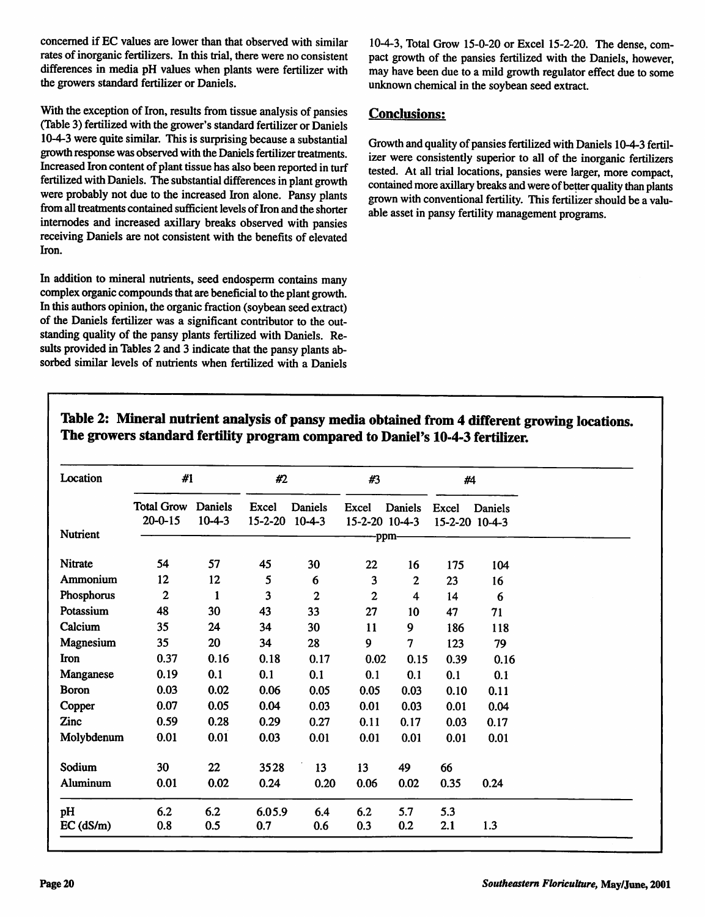concerned if EC values are lower than that observed with similar rates of inorganic fertilizers. In this trial, there were no consistent differences in media pH values when plants were fertilizer with the growers standard fertilizer or Daniels.

With the exception of Iron, results from tissue analysis of pansies (Table 3) fertilized with the grower's standard fertilizer or Daniels 10-4-3 were quite similar. This is surprising because a substantial growth response was observed with the Daniels fertilizer treatments. Increased Iron content of plant tissue has also been reported in turf fertilized with Daniels. The substantial differences in plant growth were probably not due to the increased Iron alone. Pansy plants from all treatments contained sufficient levels of Iron and the shorter internodes and increased axillary breaks observed with pansies receiving Daniels are not consistent with the benefits of elevated Iron.

In addition to mineral nutrients, seed endosperm contains many complex organic compounds that are beneficial to the plant growth. In this authors opinion, the organic fraction (soybean seed extract) of the Daniels fertilizer was a significant contributor to the outstanding quality of the pansy plants fertilized with Daniels. Results provided in Tables 2 and 3 indicate that the pansy plants absorbed similar levels of nutrients when fertilized with a Daniels 10-4-3, Total Grow 15-0-20 or Excel 15-2-20. The dense, compact growth of the pansies fertilized with the Daniels, however, may have been due to a mild growth regulator effect due to some unknown chemical in the soybean seed extract.

## Conclusions:

Growth and quality of pansies fertilized with Daniels 10-4-3 fertilizer were consistently superior to all of the inorganic fertilizers tested. At all trial locations, pansies were larger, more compact, contained more axillary breaks and were of better quality than plants grown with conventional fertility. This fertilizer should be a valuable asset in pansy fertility management programs.

**Table 2: Mineral nutrient analysis of pansy media obtained from 4 different growing locations. The growers standard fertility program compared to Daniel's 10-4-3 fertilizer.**

| Location | #1 | | #2 | | #3 | | #4 | |
|---|---|---|---|---|---|---|---|---|
| | Total Grow 20-0-15 | Daniels 10-4-3 | Excel 15-2-20 | Daniels 10-4-3 | Excel 15-2-20 | Daniels 10-4-3 | Excel 15-2-20 | Daniels 10-4-3 |
| Nutrient | ppm | | | | | | | |
| Nitrate | 54 | 57 | 45 | 30 | 22 | 16 | 175 | 104 |
| Ammonium | 12 | 12 | 5 | 6 | 3 | 2 | 23 | 16 |
| Phosphorus | 2 | 1 | 3 | 2 | 2 | 4 | 14 | 6 |
| Potassium | 48 | 30 | 43 | 33 | 27 | 10 | 47 | 71 |
| Calcium | 35 | 24 | 34 | 30 | 11 | 9 | 186 | 118 |
| Magnesium | 35 | 20 | 34 | 28 | 9 | 7 | 123 | 79 |
| Iron | 0.37 | 0.16 | 0.18 | 0.17 | 0.02 | 0.15 | 0.39 | 0.16 |
| Manganese | 0.19 | 0.1 | 0.1 | 0.1 | 0.1 | 0.1 | 0.1 | 0.1 |
| Boron | 0.03 | 0.02 | 0.06 | 0.05 | 0.05 | 0.03 | 0.10 | 0.11 |
| Copper | 0.07 | 0.05 | 0.04 | 0.03 | 0.01 | 0.03 | 0.01 | 0.04 |
| Zinc | 0.59 | 0.28 | 0.29 | 0.27 | 0.11 | 0.17 | 0.03 | 0.17 |
| Molybdenum | 0.01 | 0.01 | 0.03 | 0.01 | 0.01 | 0.01 | 0.01 | 0.01 |
| Sodium | 30 | 22 | 3528 | 13 | 13 | 49 | 66 | |
| Aluminum | 0.01 | 0.02 | 0.24 | 0.20 | 0.06 | 0.02 | 0.35 | 0.24 |
| pH | 6.2 | 6.2 | 6.05.9 | 6.4 | 6.2 | 5.7 | 5.3 | |
| EC (dS/m) | 0.8 | 0.5 | 0.7 | 0.6 | 0.3 | 0.2 | 2.1 | 1.3 |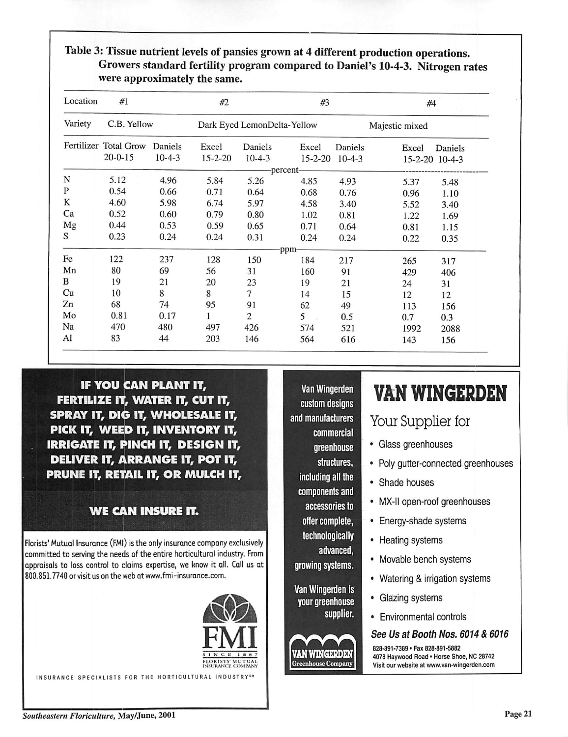**Table 3: Tissue nutrient levels of pansies grown at 4 different production operations. Growers standard fertility program compared to Daniel's 10-4-3. Nitrogen rates were approximately the same.**

| Location | #1 | | #2 | | #3 | | #4 | |
|---|---|---|---|---|---|---|---|---|
| Variety | C.B. Yellow | | Dark Eyed Lemon | | Delta-Yellow | | Majestic mixed | |
| Fertilizer | Total Grow 20-0-15 | Daniels 10-4-3 | Excel 15-2-20 | Daniels 10-4-3 | Excel 15-2-20 | Daniels 10-4-3 | Excel 15-2-20 | Daniels 10-4-3 |
| | | | | percent | | | | |
| N | 5.12 | 4.96 | 5.84 | 5.26 | 4.85 | 4.93 | 5.37 | 5.48 |
| P | 0.54 | 0.66 | 0.71 | 0.64 | 0.68 | 0.76 | 0.96 | 1.10 |
| K | 4.60 | 5.98 | 6.74 | 5.97 | 4.58 | 3.40 | 5.52 | 3.40 |
| Ca | 0.52 | 0.60 | 0.79 | 0.80 | 1.02 | 0.81 | 1.22 | 1.69 |
| Mg | 0.44 | 0.53 | 0.59 | 0.65 | 0.71 | 0.64 | 0.81 | 1.15 |
| S | 0.23 | 0.24 | 0.24 | 0.31 | 0.24 | 0.24 | 0.22 | 0.35 |
| | | | | ppm | | | | |
| Fe | 122 | 237 | 128 | 150 | 184 | 217 | 265 | 317 |
| Mn | 80 | 69 | 56 | 31 | 160 | 91 | 429 | 406 |
| B | 19 | 21 | 20 | 23 | 19 | 21 | 24 | 31 |
| Cu | 10 | 8 | 8 | 7 | 14 | 15 | 12 | 12 |
| Zn | 68 | 74 | 95 | 91 | 62 | 49 | 113 | 156 |
| Mo | 0.81 | 0.17 | 1 | 2 | 5 | 0.5 | 0.7 | 0.3 |
| Na | 470 | 480 | 497 | 426 | 574 | 521 | 1992 | 2088 |
| Al | 83 | 44 | 203 | 146 | 564 | 616 | 143 | 156 |

**IF YOU CAN PLANT IT, FERTILIZE IT, WATER IT, CUT IT, SPRAY IT, DIG IT, WHOLESALE IT, PICK IT, WEED IT, INVENTORY IT, IRRIGATE IT, PINCH IT, DESIGN IT, DELIVER IT, ARRANGE IT, POT IT, PRUNE IT, RETAIL IT, OR MULCH IT,**

**WE CAN INSURE IT.**

Florists' Mutual Insurance (FMI) is the only insurance company exclusively committed to serving the needs of the entire horticultural industry. From appraisals to loss control to claims expertise, we know it all. Call us at 800.851.7740 or visit us on the web at www.fmi-insurance.com.

FMI SINCE 1887 FLORISTS' MUTUAL INSURANCE COMPANY

INSURANCE SPECIALISTS FOR THE HORTICULTURAL INDUSTRY℠

Van Wingerden custom designs and manufacturers commercial greenhouse structures, including all the components and accessories to offer complete, technologically advanced, growing systems.

Van Wingerden is your greenhouse supplier.

VAN WINGERDEN Greenhouse Company

# VAN WINGERDEN

Your Supplier for

- Glass greenhouses
- Poly gutter-connected greenhouses
- Shade houses
- MX-II open-roof greenhouses
- Energy-shade systems
- Heating systems
- Movable bench systems
- Watering & irrigation systems
- Glazing systems
- Environmental controls

***See Us at Booth Nos. 6014 & 6016***

828-891-7389 • Fax 828-891-5882
4078 Haywood Road • Horse Shoe, NC 28742
Visit our website at www.van-wingerden.com